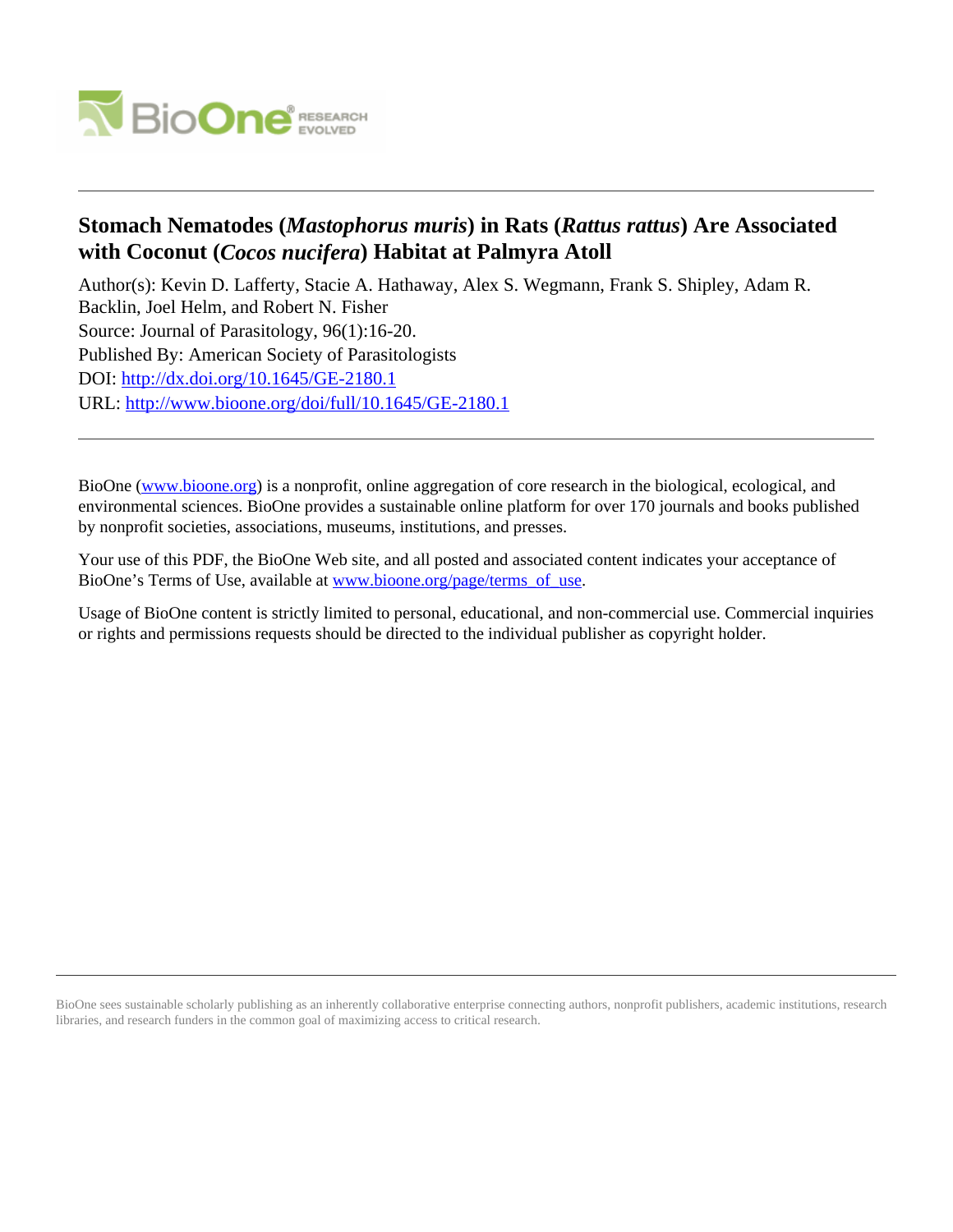# Stomach Nematodes (*Mastophorus muris*) in Rats (*Rattus rattus*) Are Associated with Coconut (*Cocos nucifera*) Habitat at Palmyra Atoll

Author(s): Kevin D. Lafferty, Stacie A. Hathaway, Alex S. Wegmann, Frank S. Shipley, Adam R. Backlin, Joel Helm, and Robert N. Fisher

Source: Journal of Parasitology, 96(1):16-20.

Published By: American Society of Parasitologists

DOI: http://dx.doi.org/10.1645/GE-2180.1

URL: http://www.bioone.org/doi/full/10.1645/GE-2180.1

---

BioOne (www.bioone.org) is a nonprofit, online aggregation of core research in the biological, ecological, and environmental sciences. BioOne provides a sustainable online platform for over 170 journals and books published by nonprofit societies, associations, museums, institutions, and presses.

Your use of this PDF, the BioOne Web site, and all posted and associated content indicates your acceptance of BioOne's Terms of Use, available at www.bioone.org/page/terms_of_use.

Usage of BioOne content is strictly limited to personal, educational, and non-commercial use. Commercial inquiries or rights and permissions requests should be directed to the individual publisher as copyright holder.

---

BioOne sees sustainable scholarly publishing as an inherently collaborative enterprise connecting authors, nonprofit publishers, academic institutions, research libraries, and research funders in the common goal of maximizing access to critical research.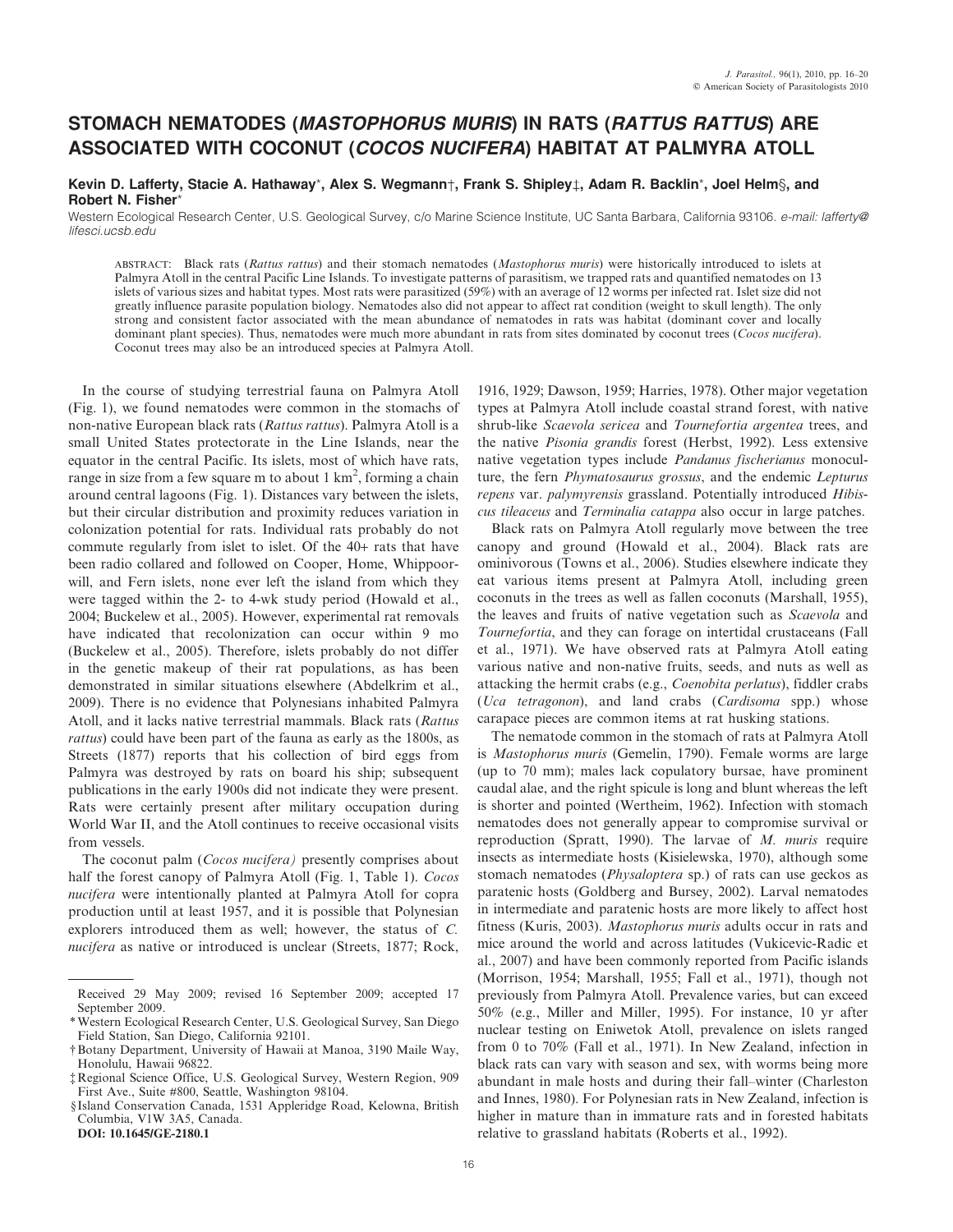# STOMACH NEMATODES (*MASTOPHORUS MURIS*) IN RATS (*RATTUS RATTUS*) ARE ASSOCIATED WITH COCONUT (*COCOS NUCIFERA*) HABITAT AT PALMYRA ATOLL

**Kevin D. Lafferty, Stacie A. Hathaway\*, Alex S. Wegmann†, Frank S. Shipley‡, Adam R. Backlin\*, Joel Helm§, and Robert N. Fisher\***

Western Ecological Research Center, U.S. Geological Survey, c/o Marine Science Institute, UC Santa Barbara, California 93106. *e-mail: lafferty@lifesci.ucsb.edu*

ABSTRACT: Black rats (*Rattus rattus*) and their stomach nematodes (*Mastophorus muris*) were historically introduced to islets at Palmyra Atoll in the central Pacific Line Islands. To investigate patterns of parasitism, we trapped rats and quantified nematodes on 13 islets of various sizes and habitat types. Most rats were parasitized (59%) with an average of 12 worms per infected rat. Islet size did not greatly influence parasite population biology. Nematodes also did not appear to affect rat condition (weight to skull length). The only strong and consistent factor associated with the mean abundance of nematodes in rats was habitat (dominant cover and locally dominant plant species). Thus, nematodes were much more abundant in rats from sites dominated by coconut trees (*Cocos nucifera*). Coconut trees may also be an introduced species at Palmyra Atoll.

In the course of studying terrestrial fauna on Palmyra Atoll (Fig. 1), we found nematodes were common in the stomachs of non-native European black rats (*Rattus rattus*). Palmyra Atoll is a small United States protectorate in the Line Islands, near the equator in the central Pacific. Its islets, most of which have rats, range in size from a few square m to about 1 km$^2$, forming a chain around central lagoons (Fig. 1). Distances vary between the islets, but their circular distribution and proximity reduces variation in colonization potential for rats. Individual rats probably do not commute regularly from islet to islet. Of the 40+ rats that have been radio collared and followed on Cooper, Home, Whippoorwill, and Fern islets, none ever left the island from which they were tagged within the 2- to 4-wk study period (Howald et al., 2004; Buckelew et al., 2005). However, experimental rat removals have indicated that recolonization can occur within 9 mo (Buckelew et al., 2005). Therefore, islets probably do not differ in the genetic makeup of their rat populations, as has been demonstrated in similar situations elsewhere (Abdelkrim et al., 2009). There is no evidence that Polynesians inhabited Palmyra Atoll, and it lacks native terrestrial mammals. Black rats (*Rattus rattus*) could have been part of the fauna as early as the 1800s, as Streets (1877) reports that his collection of bird eggs from Palmyra was destroyed by rats on board his ship; subsequent publications in the early 1900s did not indicate they were present. Rats were certainly present after military occupation during World War II, and the Atoll continues to receive occasional visits from vessels.

The coconut palm (*Cocos nucifera)* presently comprises about half the forest canopy of Palmyra Atoll (Fig. 1, Table 1). *Cocos nucifera* were intentionally planted at Palmyra Atoll for copra production until at least 1957, and it is possible that Polynesian explorers introduced them as well; however, the status of *C. nucifera* as native or introduced is unclear (Streets, 1877; Rock, 1916, 1929; Dawson, 1959; Harries, 1978). Other major vegetation types at Palmyra Atoll include coastal strand forest, with native shrub-like *Scaevola sericea* and *Tournefortia argentea* trees, and the native *Pisonia grandis* forest (Herbst, 1992). Less extensive native vegetation types include *Pandanus fischerianus* monoculture, the fern *Phymatosaurus grossus*, and the endemic *Lepturus repens* var. *palmyrensis* grassland. Potentially introduced *Hibiscus tileaceus* and *Terminalia catappa* also occur in large patches.

Black rats on Palmyra Atoll regularly move between the tree canopy and ground (Howald et al., 2004). Black rats are ominivorous (Towns et al., 2006). Studies elsewhere indicate they eat various items present at Palmyra Atoll, including green coconuts in the trees as well as fallen coconuts (Marshall, 1955), the leaves and fruits of native vegetation such as *Scaevola* and *Tournefortia*, and they can forage on intertidal crustaceans (Fall et al., 1971). We have observed rats at Palmyra Atoll eating various native and non-native fruits, seeds, and nuts as well as attacking the hermit crabs (e.g., *Coenobita perlatus*), fiddler crabs (*Uca tetragonon*), and land crabs (*Cardisoma* spp.) whose carapace pieces are common items at rat husking stations.

The nematode common in the stomach of rats at Palmyra Atoll is *Mastophorus muris* (Gemelin, 1790). Female worms are large (up to 70 mm); males lack copulatory bursae, have prominent caudal alae, and the right spicule is long and blunt whereas the left is shorter and pointed (Wertheim, 1962). Infection with stomach nematodes does not generally appear to compromise survival or reproduction (Spratt, 1990). The larvae of *M. muris* require insects as intermediate hosts (Kisielewska, 1970), although some stomach nematodes (*Physaloptera* sp.) of rats can use geckos as paratenic hosts (Goldberg and Bursey, 2002). Larval nematodes in intermediate and paratenic hosts are more likely to affect host fitness (Kuris, 2003). *Mastophorus muris* adults occur in rats and mice around the world and across latitudes (Vukicevic-Radic et al., 2007) and have been commonly reported from Pacific islands (Morrison, 1954; Marshall, 1955; Fall et al., 1971), though not previously from Palmyra Atoll. Prevalence varies, but can exceed 50% (e.g., Miller and Miller, 1995). For instance, 10 yr after nuclear testing on Eniwetok Atoll, prevalence on islets ranged from 0 to 70% (Fall et al., 1971). In New Zealand, infection in black rats can vary with season and sex, with worms being more abundant in male hosts and during their fall–winter (Charleston and Innes, 1980). For Polynesian rats in New Zealand, infection is higher in mature than in immature rats and in forested habitats relative to grassland habitats (Roberts et al., 1992).

---

Received 29 May 2009; revised 16 September 2009; accepted 17 September 2009.

\* Western Ecological Research Center, U.S. Geological Survey, San Diego Field Station, San Diego, California 92101.

† Botany Department, University of Hawaii at Manoa, 3190 Maile Way, Honolulu, Hawaii 96822.

‡ Regional Science Office, U.S. Geological Survey, Western Region, 909 First Ave., Suite #800, Seattle, Washington 98104.

§ Island Conservation Canada, 1531 Appleridge Road, Kelowna, British Columbia, V1W 3A5, Canada.

**DOI: 10.1645/GE-2180.1**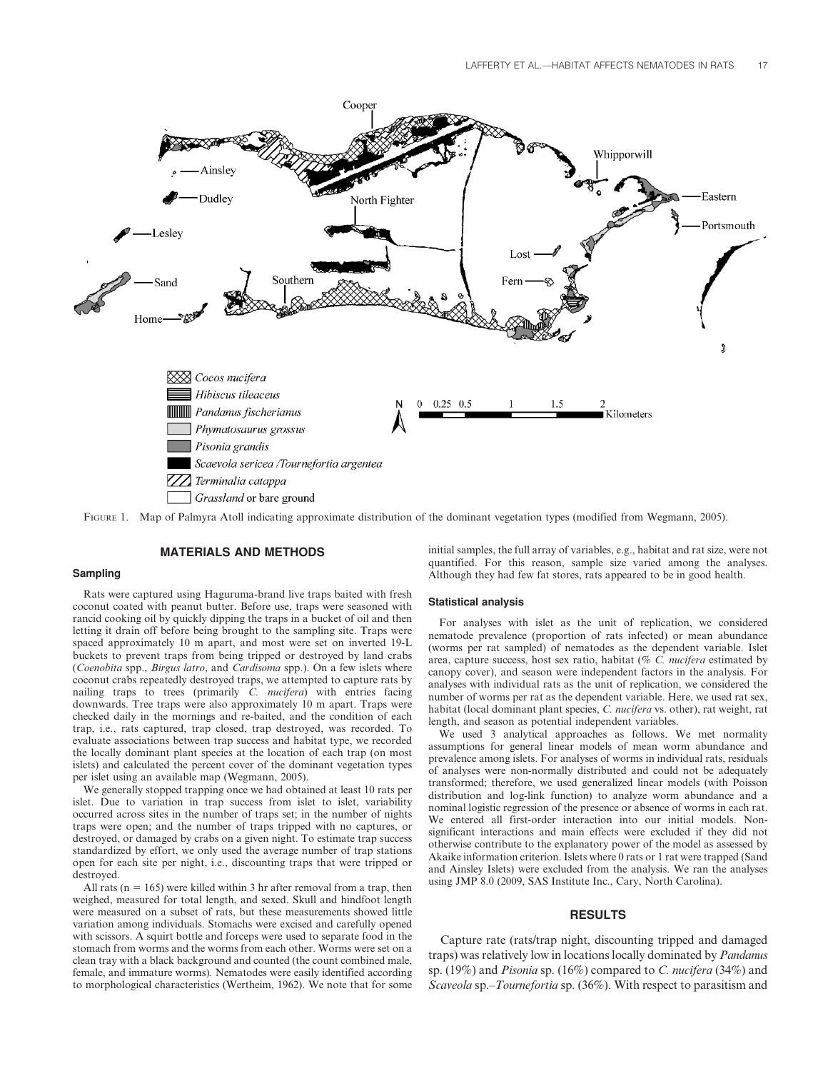Cooper

Ainsley

Dudley

Lesley

Sand

Home

North Fighter

Southern

Whipporwill

Eastern

Portsmouth

Lost

Fern

*Cocos nucifera*

*Hibiscus tileaceus*

*Pandanus fischerianus*

*Phymatosaurus grossus*

*Pisonia grandis*

*Scaevola sericea /Tournefortia argentea*

*Terminalia catappa*

Grassland or bare ground

N 0 0.25 0.5 1 1.5 2 Kilometers

FIGURE 1. Map of Palmyra Atoll indicating approximate distribution of the dominant vegetation types (modified from Wegmann, 2005).

## MATERIALS AND METHODS

### Sampling

Rats were captured using Haguruma-brand live traps baited with fresh coconut coated with peanut butter. Before use, traps were seasoned with rancid cooking oil by quickly dipping the traps in a bucket of oil and then letting it drain off before being brought to the sampling site. Traps were spaced approximately 10 m apart, and most were set on inverted 19-L buckets to prevent traps from being tripped or destroyed by land crabs (*Coenobita* spp., *Birgus latro*, and *Cardisoma* spp.). On a few islets where coconut crabs repeatedly destroyed traps, we attempted to capture rats by nailing traps to trees (primarily *C. nucifera*) with entries facing downwards. Tree traps were also approximately 10 m apart. Traps were checked daily in the mornings and re-baited, and the condition of each trap, i.e., rats captured, trap closed, trap destroyed, was recorded. To evaluate associations between trap success and habitat type, we recorded the locally dominant plant species at the location of each trap (on most islets) and calculated the percent cover of the dominant vegetation types per islet using an available map (Wegmann, 2005).

We generally stopped trapping once we had obtained at least 10 rats per islet. Due to variation in trap success from islet to islet, variability occurred across sites in the number of traps set; in the number of nights traps were open; and the number of traps tripped with no captures, or destroyed, or damaged by crabs on a given night. To estimate trap success standardized by effort, we only used the average number of trap stations open for each site per night, i.e., discounting traps that were tripped or destroyed.

All rats ($n = 165$) were killed within 3 hr after removal from a trap, then weighed, measured for total length, and sexed. Skull and hindfoot length were measured on a subset of rats, but these measurements showed little variation among individuals. Stomachs were excised and carefully opened with scissors. A squirt bottle and forceps were used to separate food in the stomach from worms and the worms from each other. Worms were set on a clean tray with a black background and counted (the count combined male, female, and immature worms). Nematodes were easily identified according to morphological characteristics (Wertheim, 1962). We note that for some initial samples, the full array of variables, e.g., habitat and rat size, were not quantified. For this reason, sample size varied among the analyses. Although they had few fat stores, rats appeared to be in good health.

### Statistical analysis

For analyses with islet as the unit of replication, we considered nematode prevalence (proportion of rats infected) or mean abundance (worms per rat sampled) of nematodes as the dependent variable. Islet area, capture success, host sex ratio, habitat (% *C. nucifera* estimated by canopy cover), and season were independent factors in the analysis. For analyses with individual rats as the unit of replication, we considered the number of worms per rat as the dependent variable. Here, we used rat sex, habitat (local dominant plant species, *C. nucifera* vs. other), rat weight, rat length, and season as potential independent variables.

We used 3 analytical approaches as follows. We met normality assumptions for general linear models of mean worm abundance and prevalence among islets. For analyses of worms in individual rats, residuals of analyses were non-normally distributed and could not be adequately transformed; therefore, we used generalized linear models (with Poisson distribution and log-link function) to analyze worm abundance and a nominal logistic regression of the presence or absence of worms in each rat. We entered all first-order interaction into our initial models. Non-significant interactions and main effects were excluded if they did not otherwise contribute to the explanatory power of the model as assessed by Akaike information criterion. Islets where 0 rats or 1 rat were trapped (Sand and Ainsley Islets) were excluded from the analysis. We ran the analyses using JMP 8.0 (2009, SAS Institute Inc., Cary, North Carolina).

## RESULTS

Capture rate (rats/trap night, discounting tripped and damaged traps) was relatively low in locations locally dominated by *Pandanus* sp. (19%) and *Pisonia* sp. (16%) compared to *C. nucifera* (34%) and *Scaveola* sp.–*Tournefortia* sp. (36%). With respect to parasitism and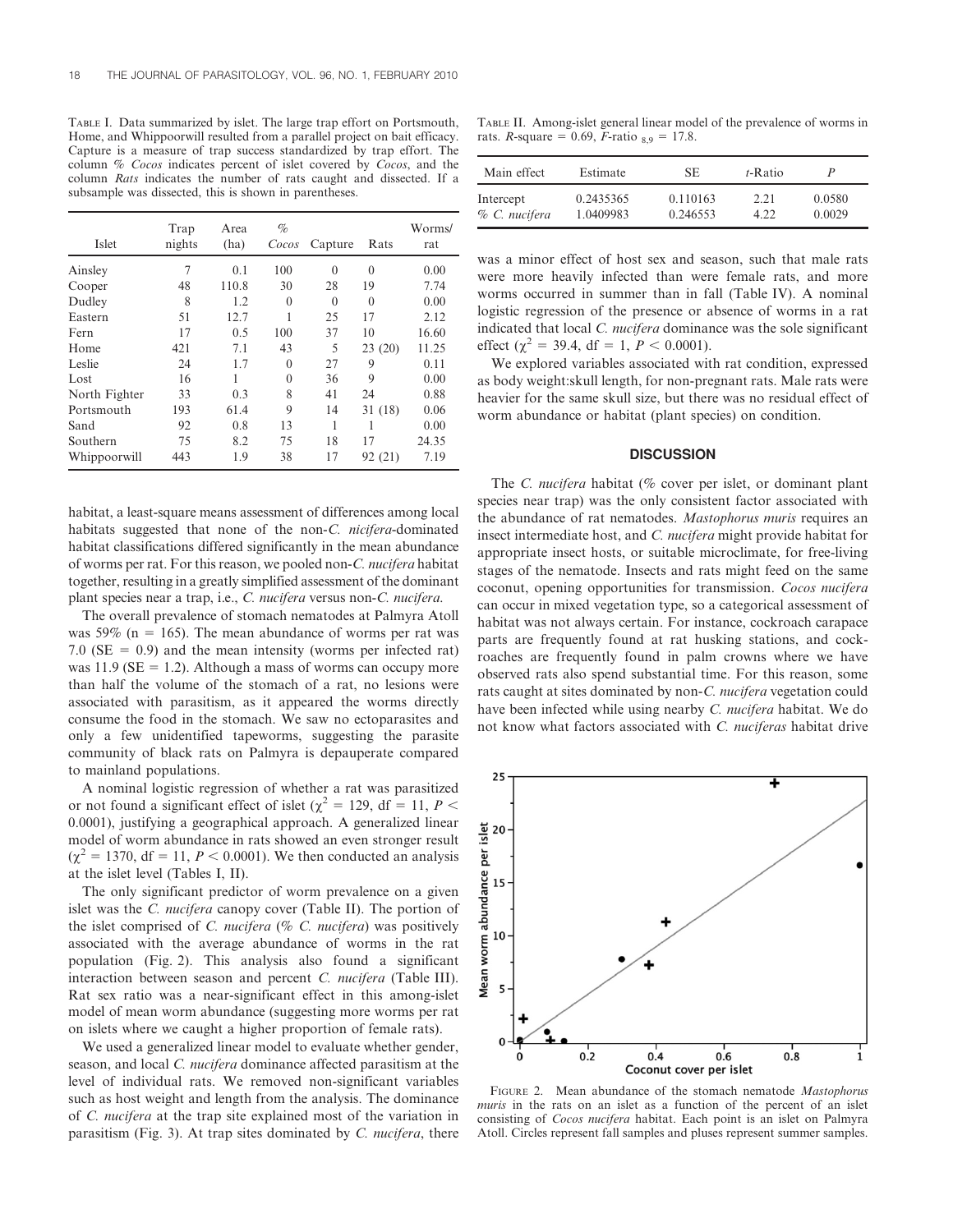Table I. Data summarized by islet. The large trap effort on Portsmouth, Home, and Whippoorwill resulted from a parallel project on bait efficacy. Capture is a measure of trap success standardized by trap effort. The column *% Cocos* indicates percent of islet covered by *Cocos*, and the column *Rats* indicates the number of rats caught and dissected. If a subsample was dissected, this is shown in parentheses.

| Islet | Trap nights | Area (ha) | % *Cocos* | Capture | Rats | Worms/rat |
|---|---|---|---|---|---|---|
| Ainsley | 7 | 0.1 | 100 | 0 | 0 | 0.00 |
| Cooper | 48 | 110.8 | 30 | 28 | 19 | 7.74 |
| Dudley | 8 | 1.2 | 0 | 0 | 0 | 0.00 |
| Eastern | 51 | 12.7 | 1 | 25 | 17 | 2.12 |
| Fern | 17 | 0.5 | 100 | 37 | 10 | 16.60 |
| Home | 421 | 7.1 | 43 | 5 | 23 (20) | 11.25 |
| Leslie | 24 | 1.7 | 0 | 27 | 9 | 0.11 |
| Lost | 16 | 1 | 0 | 36 | 9 | 0.00 |
| North Fighter | 33 | 0.3 | 8 | 41 | 24 | 0.88 |
| Portsmouth | 193 | 61.4 | 9 | 14 | 31 (18) | 0.06 |
| Sand | 92 | 0.8 | 13 | 1 | 1 | 0.00 |
| Southern | 75 | 8.2 | 75 | 18 | 17 | 24.35 |
| Whippoorwill | 443 | 1.9 | 38 | 17 | 92 (21) | 7.19 |

habitat, a least-square means assessment of differences among local habitats suggested that none of the non-*C. nicifera*-dominated habitat classifications differed significantly in the mean abundance of worms per rat. For this reason, we pooled non-*C. nucifera* habitat together, resulting in a greatly simplified assessment of the dominant plant species near a trap, i.e., *C. nucifera* versus non-*C. nucifera*.

The overall prevalence of stomach nematodes at Palmyra Atoll was 59% (n = 165). The mean abundance of worms per rat was 7.0 (SE = 0.9) and the mean intensity (worms per infected rat) was 11.9 (SE = 1.2). Although a mass of worms can occupy more than half the volume of the stomach of a rat, no lesions were associated with parasitism, as it appeared the worms directly consume the food in the stomach. We saw no ectoparasites and only a few unidentified tapeworms, suggesting the parasite community of black rats on Palmyra is depauperate compared to mainland populations.

A nominal logistic regression of whether a rat was parasitized or not found a significant effect of islet ($\chi^2 = 129$, df = 11, $P < 0.0001$), justifying a geographical approach. A generalized linear model of worm abundance in rats showed an even stronger result ($\chi^2 = 1370$, df = 11, $P < 0.0001$). We then conducted an analysis at the islet level (Tables I, II).

The only significant predictor of worm prevalence on a given islet was the *C. nucifera* canopy cover (Table II). The portion of the islet comprised of *C. nucifera* (% *C. nucifera*) was positively associated with the average abundance of worms in the rat population (Fig. 2). This analysis also found a significant interaction between season and percent *C. nucifera* (Table III). Rat sex ratio was a near-significant effect in this among-islet model of mean worm abundance (suggesting more worms per rat on islets where we caught a higher proportion of female rats).

We used a generalized linear model to evaluate whether gender, season, and local *C. nucifera* dominance affected parasitism at the level of individual rats. We removed non-significant variables such as host weight and length from the analysis. The dominance of *C. nucifera* at the trap site explained most of the variation in parasitism (Fig. 3). At trap sites dominated by *C. nucifera*, there

Table II. Among-islet general linear model of the prevalence of worms in rats. *R*-square = 0.69, *F*-ratio $_{8,9}$ = 17.8.

| Main effect | Estimate | SE | *t*-Ratio | *P* |
|---|---|---|---|---|
| Intercept | 0.2435365 | 0.110163 | 2.21 | 0.0580 |
| % *C. nucifera* | 1.0409983 | 0.246553 | 4.22 | 0.0029 |

was a minor effect of host sex and season, such that male rats were more heavily infected than were female rats, and more worms occurred in summer than in fall (Table IV). A nominal logistic regression of the presence or absence of worms in a rat indicated that local *C. nucifera* dominance was the sole significant effect ($\chi^2 = 39.4$, df = 1, $P < 0.0001$).

We explored variables associated with rat condition, expressed as body weight:skull length, for non-pregnant rats. Male rats were heavier for the same skull size, but there was no residual effect of worm abundance or habitat (plant species) on condition.

## DISCUSSION

The *C. nucifera* habitat (% cover per islet, or dominant plant species near trap) was the only consistent factor associated with the abundance of rat nematodes. *Mastophorus muris* requires an insect intermediate host, and *C. nucifera* might provide habitat for appropriate insect hosts, or suitable microclimate, for free-living stages of the nematode. Insects and rats might feed on the same coconut, opening opportunities for transmission. *Cocos nucifera* can occur in mixed vegetation type, so a categorical assessment of habitat was not always certain. For instance, cockroach carapace parts are frequently found at rat husking stations, and cockroaches are frequently found in palm crowns where we have observed rats also spend substantial time. For this reason, some rats caught at sites dominated by non-*C. nucifera* vegetation could have been infected while using nearby *C. nucifera* habitat. We do not know what factors associated with *C. nuciferas* habitat drive

Figure 2. Mean abundance of the stomach nematode *Mastophorus muris* in the rats on an islet as a function of the percent of an islet consisting of *Cocos nucifera* habitat. Each point is an islet on Palmyra Atoll. Circles represent fall samples and pluses represent summer samples.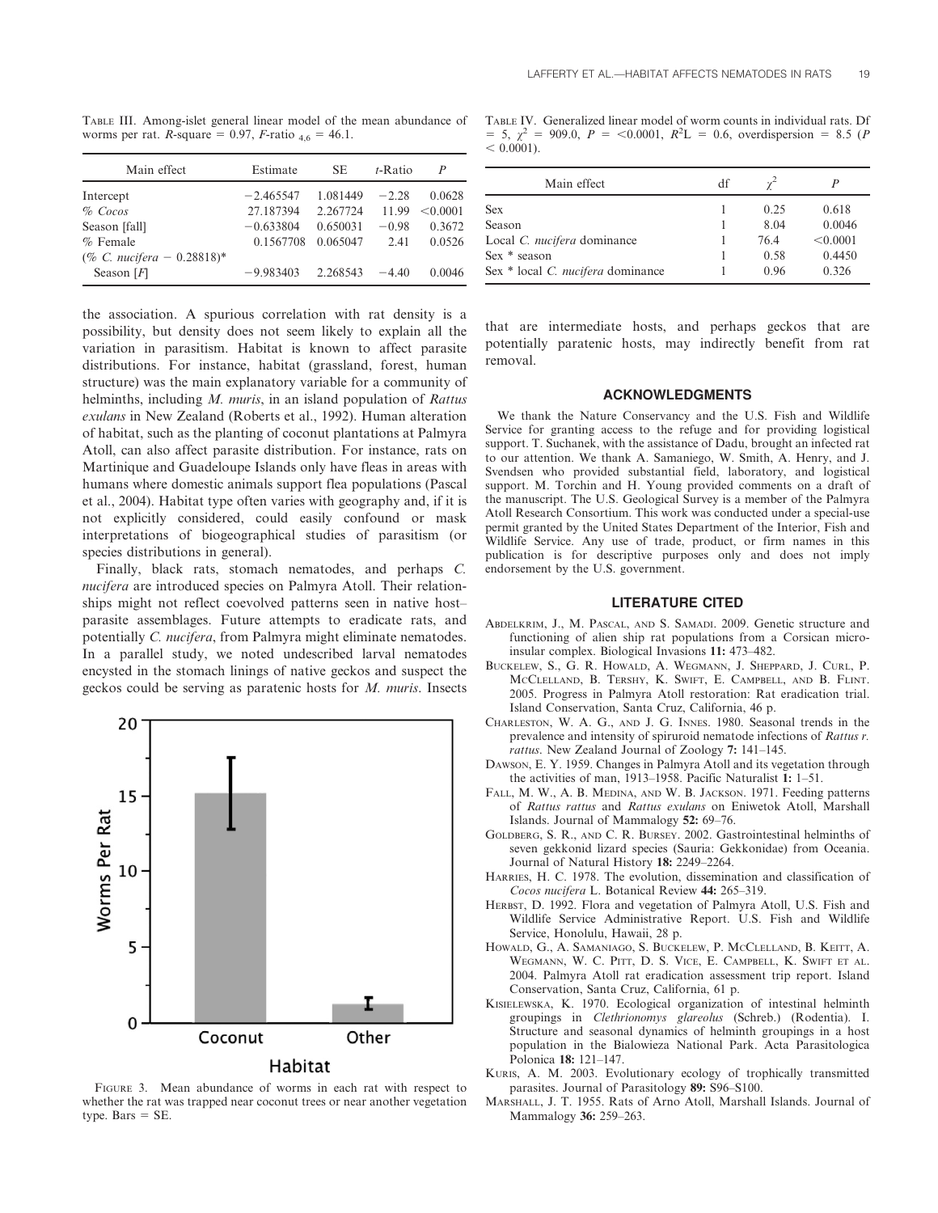TABLE III. Among-islet general linear model of the mean abundance of worms per rat. *R*-square = 0.97, *F*-ratio $_{4,6}$ = 46.1.

| Main effect | Estimate | SE | *t*-Ratio | *P* |
|---|---|---|---|---|
| Intercept | −2.465547 | 1.081449 | −2.28 | 0.0628 |
| % *Cocos* | 27.187394 | 2.267724 | 11.99 | <0.0001 |
| Season [fall] | −0.633804 | 0.650031 | −0.98 | 0.3672 |
| % Female | 0.1567708 | 0.065047 | 2.41 | 0.0526 |
| (% *C. nucifera* − 0.28818)* Season [*F*] | −9.983403 | 2.268543 | −4.40 | 0.0046 |

TABLE IV. Generalized linear model of worm counts in individual rats. Df = 5, $\chi^2$ = 909.0, *P* = <0.0001, $R^2$L = 0.6, overdispersion = 8.5 (*P* < 0.0001).

| Main effect | df | $\chi^2$ | *P* |
|---|---|---|---|
| Sex | 1 | 0.25 | 0.618 |
| Season | 1 | 8.04 | 0.0046 |
| Local *C. nucifera* dominance | 1 | 76.4 | <0.0001 |
| Sex * season | 1 | 0.58 | 0.4450 |
| Sex * local *C. nucifera* dominance | 1 | 0.96 | 0.326 |

the association. A spurious correlation with rat density is a possibility, but density does not seem likely to explain all the variation in parasitism. Habitat is known to affect parasite distributions. For instance, habitat (grassland, forest, human structure) was the main explanatory variable for a community of helminths, including *M. muris*, in an island population of *Rattus exulans* in New Zealand (Roberts et al., 1992). Human alteration of habitat, such as the planting of coconut plantations at Palmyra Atoll, can also affect parasite distribution. For instance, rats on Martinique and Guadeloupe Islands only have fleas in areas with humans where domestic animals support flea populations (Pascal et al., 2004). Habitat type often varies with geography and, if it is not explicitly considered, could easily confound or mask interpretations of biogeographical studies of parasitism (or species distributions in general).

Finally, black rats, stomach nematodes, and perhaps *C. nucifera* are introduced species on Palmyra Atoll. Their relationships might not reflect coevolved patterns seen in native host–parasite assemblages. Future attempts to eradicate rats, and potentially *C. nucifera*, from Palmyra might eliminate nematodes. In a parallel study, we noted undescribed larval nematodes encysted in the stomach linings of native geckos and suspect the geckos could be serving as paratenic hosts for *M. muris*. Insects that are intermediate hosts, and perhaps geckos that are potentially paratenic hosts, may indirectly benefit from rat removal.

20
15
Worms Per Rat
10
5
0
Coconut
Other
Habitat

FIGURE 3. Mean abundance of worms in each rat with respect to whether the rat was trapped near coconut trees or near another vegetation type. Bars = SE.

## ACKNOWLEDGMENTS

We thank the Nature Conservancy and the U.S. Fish and Wildlife Service for granting access to the refuge and for providing logistical support. T. Suchanek, with the assistance of Dadu, brought an infected rat to our attention. We thank A. Samaniego, W. Smith, A. Henry, and J. Svendsen who provided substantial field, laboratory, and logistical support. M. Torchin and H. Young provided comments on a draft of the manuscript. The U.S. Geological Survey is a member of the Palmyra Atoll Research Consortium. This work was conducted under a special-use permit granted by the United States Department of the Interior, Fish and Wildlife Service. Any use of trade, product, or firm names in this publication is for descriptive purposes only and does not imply endorsement by the U.S. government.

## LITERATURE CITED

ABDELKRIM, J., M. PASCAL, AND S. SAMADI. 2009. Genetic structure and functioning of alien ship rat populations from a Corsican micro-insular complex. Biological Invasions **11:** 473–482.

BUCKELEW, S., G. R. HOWALD, A. WEGMANN, J. SHEPPARD, J. CURL, P. MCCLELLAND, B. TERSHY, K. SWIFT, E. CAMPBELL, AND B. FLINT. 2005. Progress in Palmyra Atoll restoration: Rat eradication trial. Island Conservation, Santa Cruz, California, 46 p.

CHARLESTON, W. A. G., AND J. G. INNES. 1980. Seasonal trends in the prevalence and intensity of spiruroid nematode infections of *Rattus r. rattus*. New Zealand Journal of Zoology **7:** 141–145.

DAWSON, E. Y. 1959. Changes in Palmyra Atoll and its vegetation through the activities of man, 1913–1958. Pacific Naturalist **1:** 1–51.

FALL, M. W., A. B. MEDINA, AND W. B. JACKSON. 1971. Feeding patterns of *Rattus rattus* and *Rattus exulans* on Eniwetok Atoll, Marshall Islands. Journal of Mammalogy **52:** 69–76.

GOLDBERG, S. R., AND C. R. BURSEY. 2002. Gastrointestinal helminths of seven gekkonid lizard species (Sauria: Gekkonidae) from Oceania. Journal of Natural History **18:** 2249–2264.

HARRIES, H. C. 1978. The evolution, dissemination and classification of *Cocos nucifera* L. Botanical Review **44:** 265–319.

HERBST, D. 1992. Flora and vegetation of Palmyra Atoll, U.S. Fish and Wildlife Service Administrative Report. U.S. Fish and Wildlife Service, Honolulu, Hawaii, 28 p.

HOWALD, G., A. SAMANIAGO, S. BUCKELEW, P. MCCLELLAND, B. KEITT, A. WEGMANN, W. C. PITT, D. S. VICE, E. CAMPBELL, K. SWIFT ET AL. 2004. Palmyra Atoll rat eradication assessment trip report. Island Conservation, Santa Cruz, California, 61 p.

KISIELEWSKA, K. 1970. Ecological organization of intestinal helminth groupings in *Clethrionomys glareolus* (Schreb.) (Rodentia). I. Structure and seasonal dynamics of helminth groupings in a host population in the Bialowieza National Park. Acta Parasitologica Polonica **18:** 121–147.

KURIS, A. M. 2003. Evolutionary ecology of trophically transmitted parasites. Journal of Parasitology **89:** S96–S100.

MARSHALL, J. T. 1955. Rats of Arno Atoll, Marshall Islands. Journal of Mammalogy **36:** 259–263.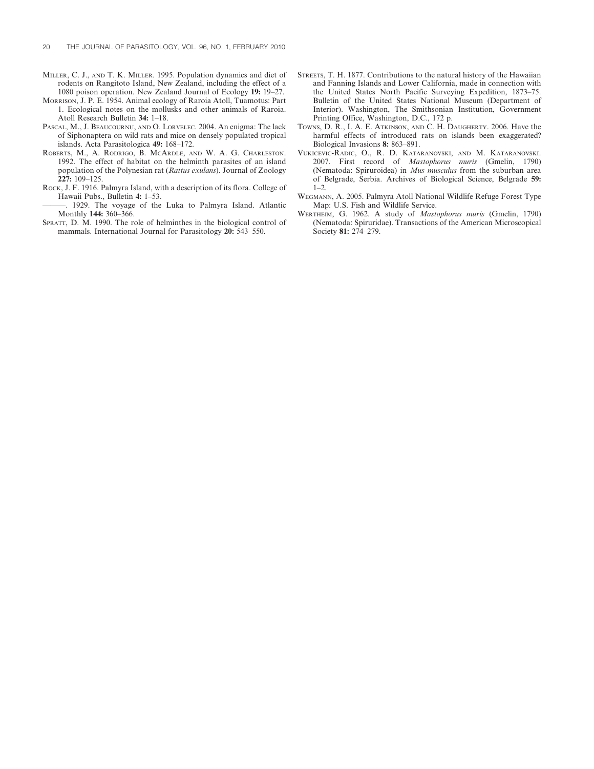Miller, C. J., and T. K. Miller. 1995. Population dynamics and diet of rodents on Rangitoto Island, New Zealand, including the effect of a 1080 poison operation. New Zealand Journal of Ecology **19:** 19–27.

Morrison, J. P. E. 1954. Animal ecology of Raroia Atoll, Tuamotus: Part 1. Ecological notes on the mollusks and other animals of Raroia. Atoll Research Bulletin **34:** 1–18.

Pascal, M., J. Beaucournu, and O. Lorvelec. 2004. An enigma: The lack of Siphonaptera on wild rats and mice on densely populated tropical islands. Acta Parasitologica **49:** 168–172.

Roberts, M., A. Rodrigo, B. McArdle, and W. A. G. Charleston. 1992. The effect of habitat on the helminth parasites of an island population of the Polynesian rat (*Rattus exulans*). Journal of Zoology **227:** 109–125.

Rock, J. F. 1916. Palmyra Island, with a description of its flora. College of Hawaii Pubs., Bulletin **4:** 1–53.

———. 1929. The voyage of the Luka to Palmyra Island. Atlantic Monthly **144:** 360–366.

Spratt, D. M. 1990. The role of helminthes in the biological control of mammals. International Journal for Parasitology **20:** 543–550.

Streets, T. H. 1877. Contributions to the natural history of the Hawaiian and Fanning Islands and Lower California, made in connection with the United States North Pacific Surveying Expedition, 1873–75. Bulletin of the United States National Museum (Department of Interior). Washington, The Smithsonian Institution, Government Printing Office, Washington, D.C., 172 p.

Towns, D. R., I. A. E. Atkinson, and C. H. Daugherty. 2006. Have the harmful effects of introduced rats on islands been exaggerated? Biological Invasions **8:** 863–891.

Vukicevic-Radic, O., R. D. Kataranovski, and M. Kataranovski. 2007. First record of *Mastophorus muris* (Gmelin, 1790) (Nematoda: Spiruroidea) in *Mus musculus* from the suburban area of Belgrade, Serbia. Archives of Biological Science, Belgrade **59:** 1–2.

Wegmann, A. 2005. Palmyra Atoll National Wildlife Refuge Forest Type Map: U.S. Fish and Wildlife Service.

Wertheim, G. 1962. A study of *Mastophorus muris* (Gmelin, 1790) (Nematoda: Spiruridae). Transactions of the American Microscopical Society **81:** 274–279.